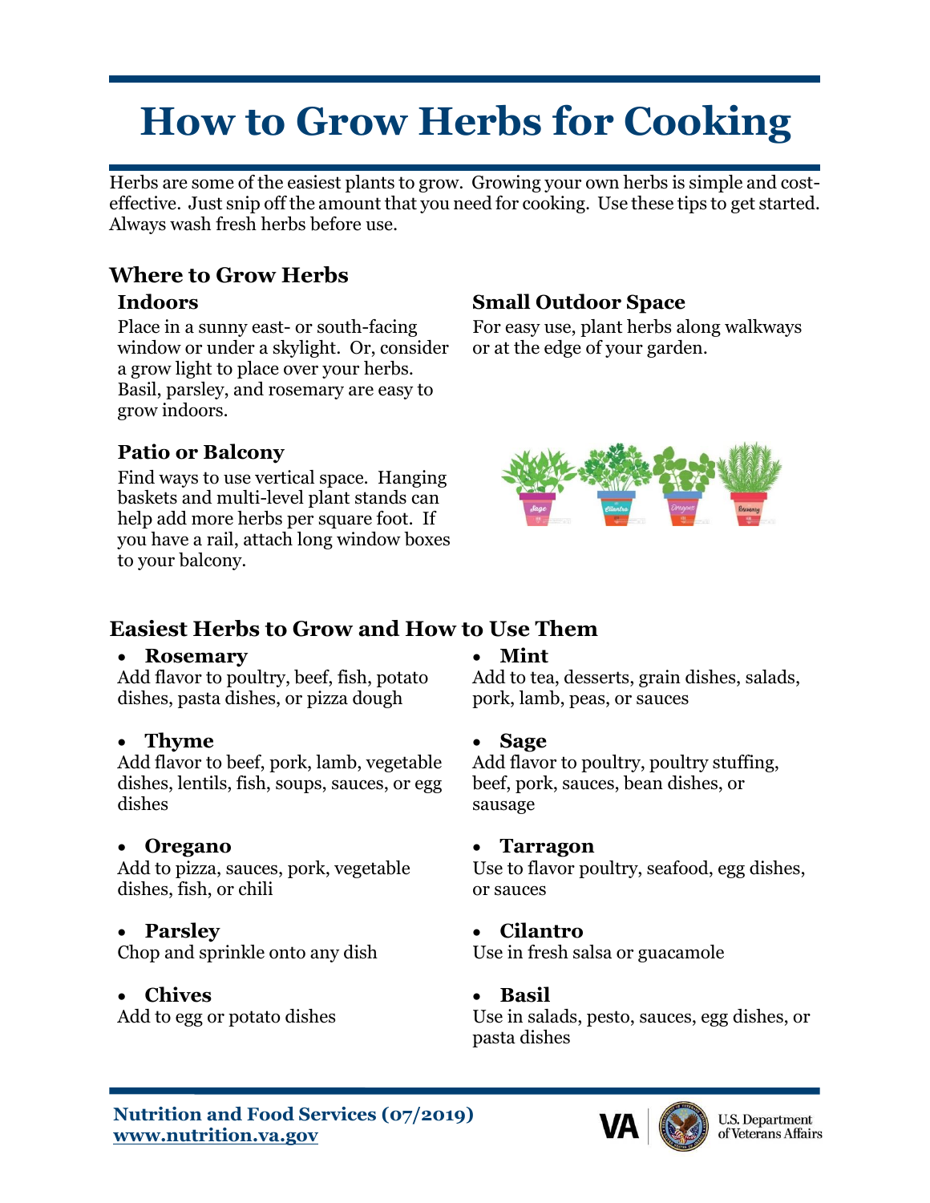# How to Grow Herbs for Cooking

Herbs are some of the easiest plants to grow. Growing your own herbs is simple and cost-effective. Just snip off the amount that you need for cooking. Use these tips to get started. Always wash fresh herbs before use.

## Where to Grow Herbs

### Indoors

Place in a sunny east- or south-facing window or under a skylight. Or, consider a grow light to place over your herbs. Basil, parsley, and rosemary are easy to grow indoors.

### Patio or Balcony

Find ways to use vertical space. Hanging baskets and multi-level plant stands can help add more herbs per square foot. If you have a rail, attach long window boxes to your balcony.

### Small Outdoor Space

For easy use, plant herbs along walkways or at the edge of your garden.

## Easiest Herbs to Grow and How to Use Them

- **Rosemary**
  Add flavor to poultry, beef, fish, potato dishes, pasta dishes, or pizza dough
- **Thyme**
  Add flavor to beef, pork, lamb, vegetable dishes, lentils, fish, soups, sauces, or egg dishes
- **Oregano**
  Add to pizza, sauces, pork, vegetable dishes, fish, or chili
- **Parsley**
  Chop and sprinkle onto any dish
- **Chives**
  Add to egg or potato dishes
- **Mint**
  Add to tea, desserts, grain dishes, salads, pork, lamb, peas, or sauces
- **Sage**
  Add flavor to poultry, poultry stuffing, beef, pork, sauces, bean dishes, or sausage
- **Tarragon**
  Use to flavor poultry, seafood, egg dishes, or sauces
- **Cilantro**
  Use in fresh salsa or guacamole
- **Basil**
  Use in salads, pesto, sauces, egg dishes, or pasta dishes

**Nutrition and Food Services (07/2019)**
**www.nutrition.va.gov**

U.S. Department of Veterans Affairs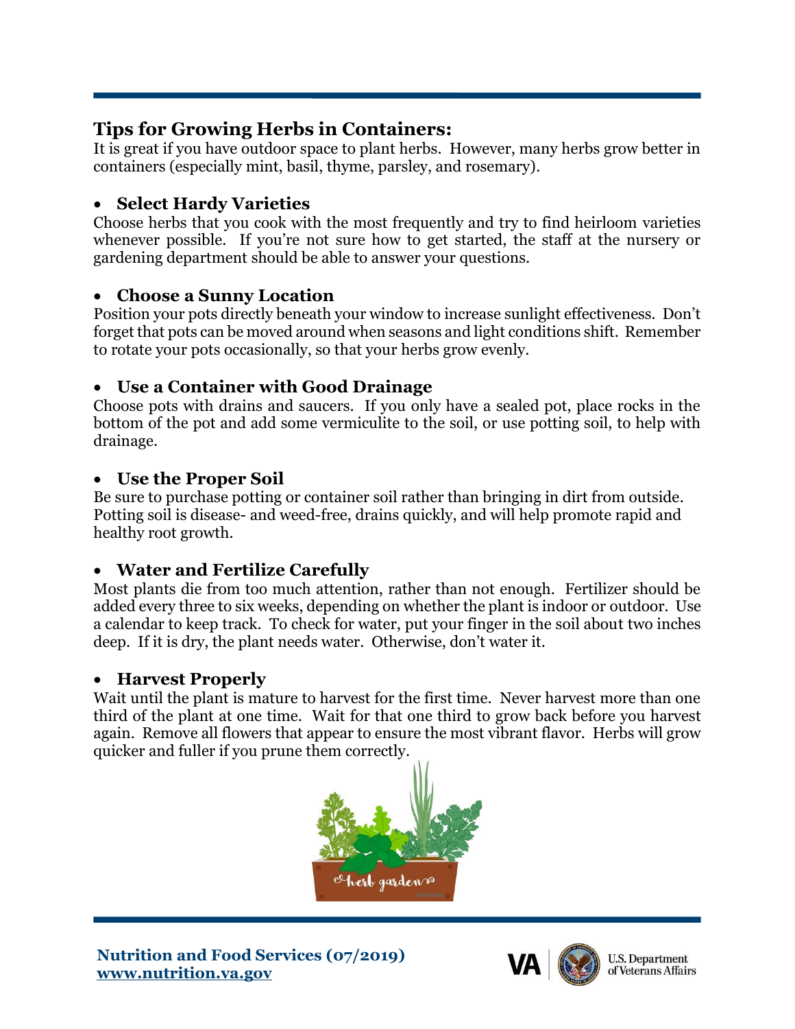## Tips for Growing Herbs in Containers:

It is great if you have outdoor space to plant herbs. However, many herbs grow better in containers (especially mint, basil, thyme, parsley, and rosemary).

- **Select Hardy Varieties**

Choose herbs that you cook with the most frequently and try to find heirloom varieties whenever possible. If you're not sure how to get started, the staff at the nursery or gardening department should be able to answer your questions.

- **Choose a Sunny Location**

Position your pots directly beneath your window to increase sunlight effectiveness. Don't forget that pots can be moved around when seasons and light conditions shift. Remember to rotate your pots occasionally, so that your herbs grow evenly.

- **Use a Container with Good Drainage**

Choose pots with drains and saucers. If you only have a sealed pot, place rocks in the bottom of the pot and add some vermiculite to the soil, or use potting soil, to help with drainage.

- **Use the Proper Soil**

Be sure to purchase potting or container soil rather than bringing in dirt from outside. Potting soil is disease- and weed-free, drains quickly, and will help promote rapid and healthy root growth.

- **Water and Fertilize Carefully**

Most plants die from too much attention, rather than not enough. Fertilizer should be added every three to six weeks, depending on whether the plant is indoor or outdoor. Use a calendar to keep track. To check for water, put your finger in the soil about two inches deep. If it is dry, the plant needs water. Otherwise, don't water it.

- **Harvest Properly**

Wait until the plant is mature to harvest for the first time. Never harvest more than one third of the plant at one time. Wait for that one third to grow back before you harvest again. Remove all flowers that appear to ensure the most vibrant flavor. Herbs will grow quicker and fuller if you prune them correctly.

**Nutrition and Food Services (07/2019)**
**www.nutrition.va.gov**

U.S. Department of Veterans Affairs